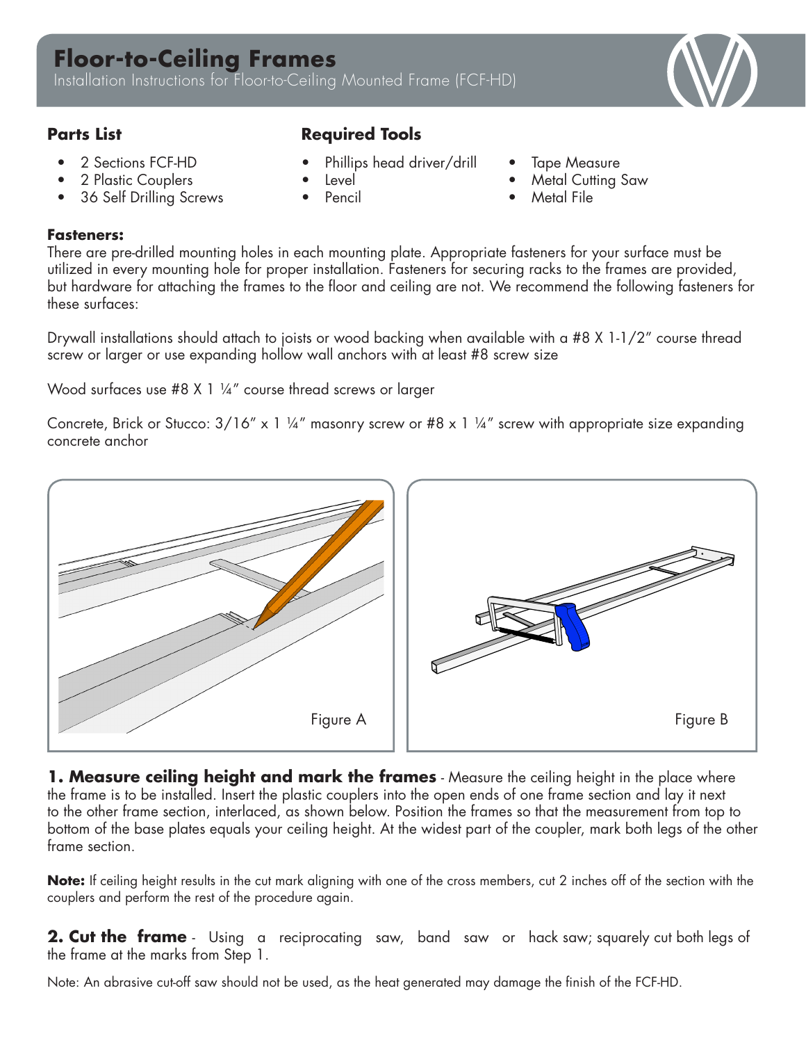# Floor-to-Ceiling Frames

Installation Instructions for Floor-to-Ceiling Mounted Frame (FCF-HD)

## Parts List

- 2 Sections FCF-HD
- 2 Plastic Couplers
- 36 Self Drilling Screws

## Required Tools

- Phillips head driver/drill
- Level
- Pencil
- Tape Measure
- Metal Cutting Saw
- Metal File

**Fasteners:**
There are pre-drilled mounting holes in each mounting plate. Appropriate fasteners for your surface must be utilized in every mounting hole for proper installation. Fasteners for securing racks to the frames are provided, but hardware for attaching the frames to the floor and ceiling are not. We recommend the following fasteners for these surfaces:

Drywall installations should attach to joists or wood backing when available with a #8 X 1-1/2" course thread screw or larger or use expanding hollow wall anchors with at least #8 screw size

Wood surfaces use #8 X 1 ¼" course thread screws or larger

Concrete, Brick or Stucco: 3/16" x 1 ¼" masonry screw or #8 x 1 ¼" screw with appropriate size expanding concrete anchor

Figure A

Figure B

**1. Measure ceiling height and mark the frames** - Measure the ceiling height in the place where the frame is to be installed. Insert the plastic couplers into the open ends of one frame section and lay it next to the other frame section, interlaced, as shown below. Position the frames so that the measurement from top to bottom of the base plates equals your ceiling height. At the widest part of the coupler, mark both legs of the other frame section.

**Note:** If ceiling height results in the cut mark aligning with one of the cross members, cut 2 inches off of the section with the couplers and perform the rest of the procedure again.

**2. Cut the frame** - Using a reciprocating saw, band saw or hack saw; squarely cut both legs of the frame at the marks from Step 1.

Note: An abrasive cut-off saw should not be used, as the heat generated may damage the finish of the FCF-HD.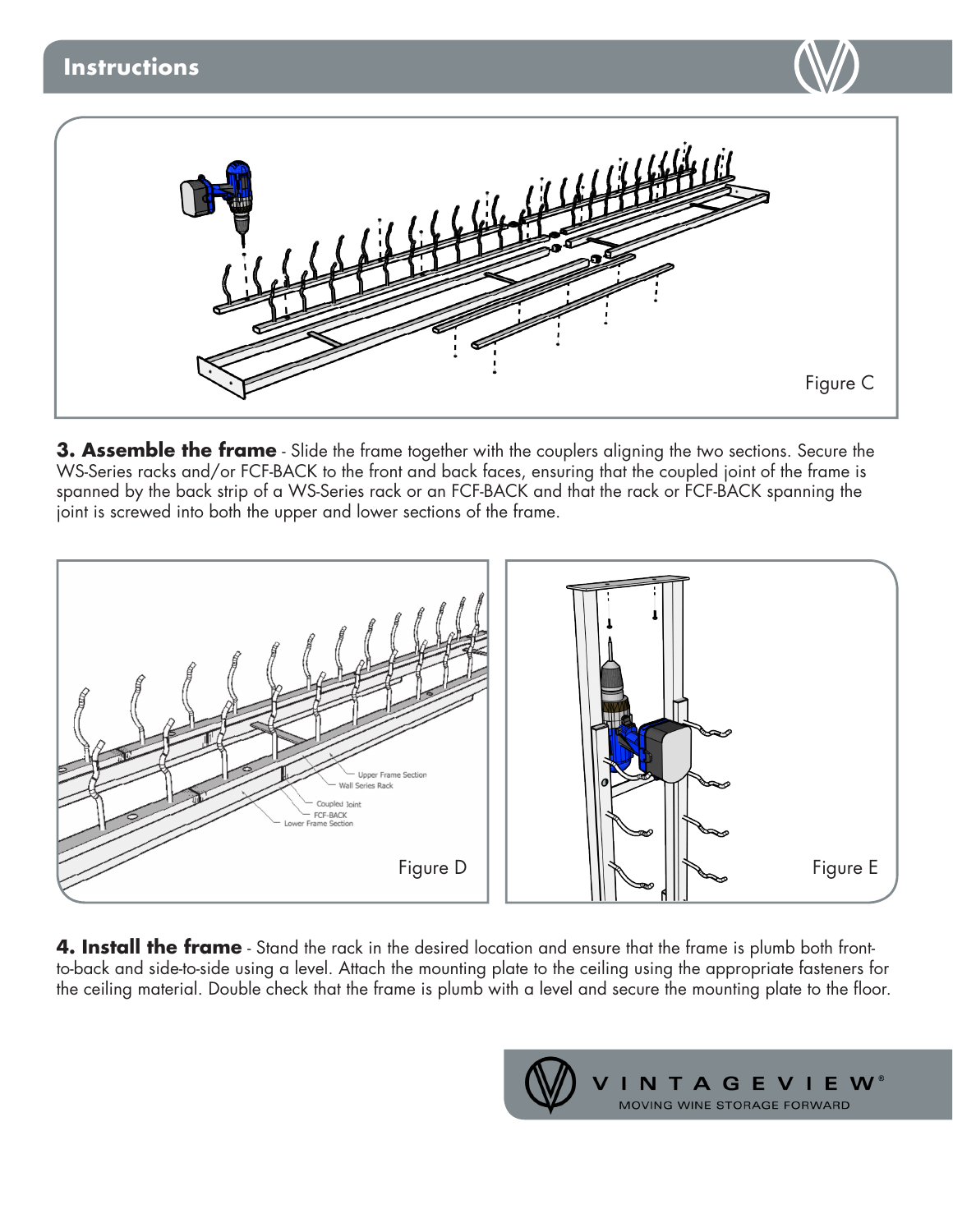## Instructions

Figure C

**3. Assemble the frame** - Slide the frame together with the couplers aligning the two sections. Secure the WS-Series racks and/or FCF-BACK to the front and back faces, ensuring that the coupled joint of the frame is spanned by the back strip of a WS-Series rack or an FCF-BACK and that the rack or FCF-BACK spanning the joint is screwed into both the upper and lower sections of the frame.

Upper Frame Section
Wall Series Rack
Coupled Joint
FCF-BACK
Lower Frame Section

Figure D

Figure E

**4. Install the frame** - Stand the rack in the desired location and ensure that the frame is plumb both front-to-back and side-to-side using a level. Attach the mounting plate to the ceiling using the appropriate fasteners for the ceiling material. Double check that the frame is plumb with a level and secure the mounting plate to the floor.

VINTAGEVIEW®
MOVING WINE STORAGE FORWARD